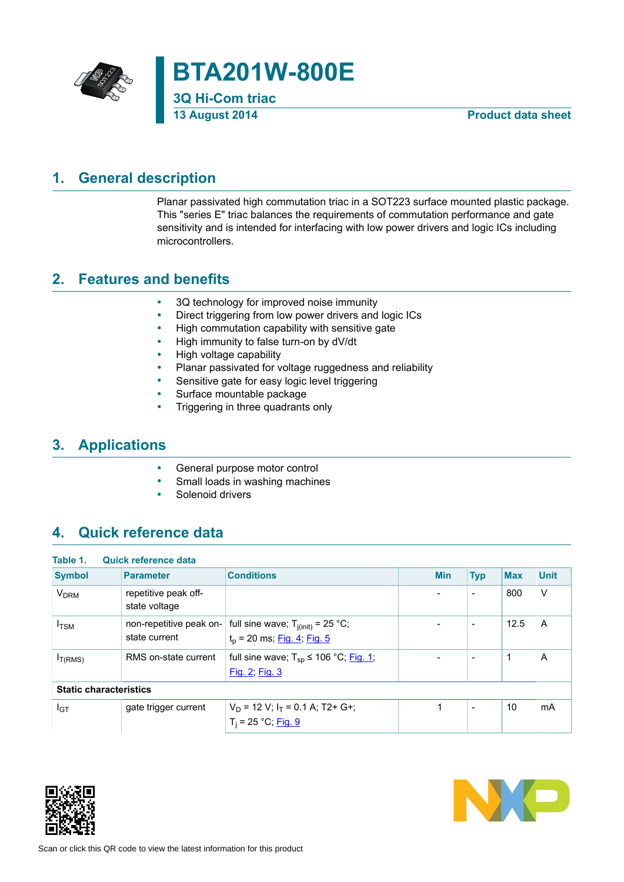# BTA201W-800E

**3Q Hi-Com triac**

**13 August 2014**

**Product data sheet**

## 1. General description

Planar passivated high commutation triac in a SOT223 surface mounted plastic package. This "series E" triac balances the requirements of commutation performance and gate sensitivity and is intended for interfacing with low power drivers and logic ICs including microcontrollers.

## 2. Features and benefits

- 3Q technology for improved noise immunity
- Direct triggering from low power drivers and logic ICs
- High commutation capability with sensitive gate
- High immunity to false turn-on by dV/dt
- High voltage capability
- Planar passivated for voltage ruggedness and reliability
- Sensitive gate for easy logic level triggering
- Surface mountable package
- Triggering in three quadrants only

## 3. Applications

- General purpose motor control
- Small loads in washing machines
- Solenoid drivers

## 4. Quick reference data

**Table 1. Quick reference data**

| Symbol | Parameter | Conditions | Min | Typ | Max | Unit |
|---|---|---|---|---|---|---|
| $V_{DRM}$ | repetitive peak off-state voltage | | - | - | 800 | V |
| $I_{TSM}$ | non-repetitive peak on-state current | full sine wave; $T_{j(init)}$ = 25 °C; $t_p$ = 20 ms; Fig. 4; Fig. 5 | - | - | 12.5 | A |
| $I_{T(RMS)}$ | RMS on-state current | full sine wave; $T_{sp}$ ≤ 106 °C; Fig. 1; Fig. 2; Fig. 3 | - | - | 1 | A |
| **Static characteristics** | | | | | | |
| $I_{GT}$ | gate trigger current | $V_D$ = 12 V; $I_T$ = 0.1 A; T2+ G+; $T_j$ = 25 °C; Fig. 9 | 1 | - | 10 | mA |

Scan or click this QR code to view the latest information for this product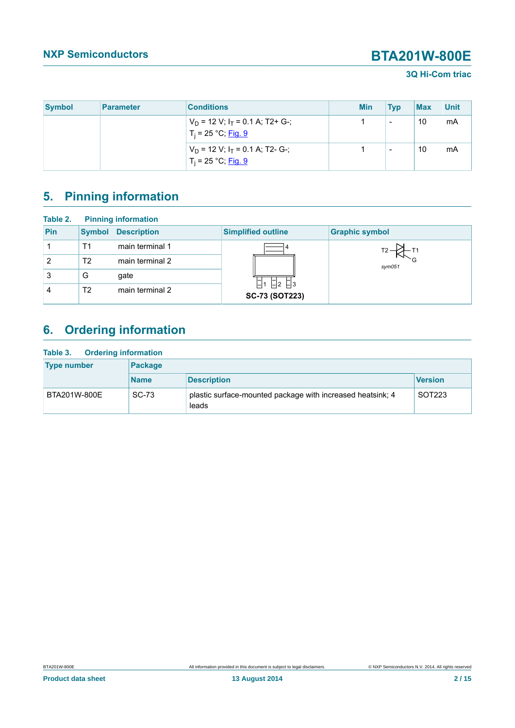| Symbol | Parameter | Conditions | Min | Typ | Max | Unit |
|---|---|---|---|---|---|---|
| | | $V_D$ = 12 V; $I_T$ = 0.1 A; T2+ G-; $T_j$ = 25 °C; Fig. 9 | 1 | - | 10 | mA |
| | | $V_D$ = 12 V; $I_T$ = 0.1 A; T2- G-; $T_j$ = 25 °C; Fig. 9 | 1 | - | 10 | mA |

## 5. Pinning information

**Table 2. Pinning information**

| Pin | Symbol | Description | Simplified outline | Graphic symbol |
|---|---|---|---|---|
| 1 | T1 | main terminal 1 | SC-73 (SOT223) | sym051 |
| 2 | T2 | main terminal 2 | | |
| 3 | G | gate | | |
| 4 | T2 | main terminal 2 | | |

## 6. Ordering information

**Table 3. Ordering information**

| Type number | Package | | |
|---|---|---|---|
| | Name | Description | Version |
| BTA201W-800E | SC-73 | plastic surface-mounted package with increased heatsink; 4 leads | SOT223 |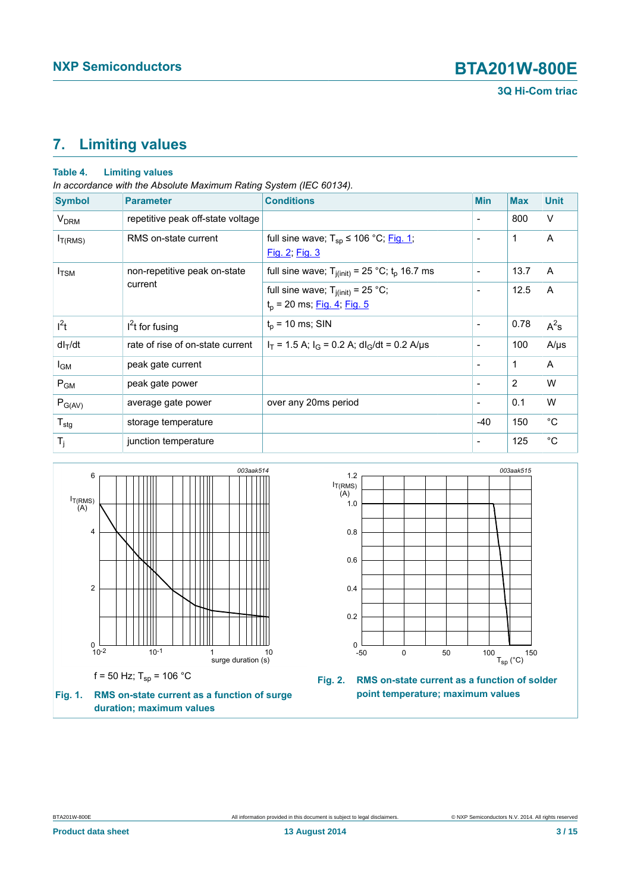## 7. Limiting values

**Table 4. Limiting values**

*In accordance with the Absolute Maximum Rating System (IEC 60134).*

| Symbol | Parameter | Conditions | Min | Max | Unit |
|---|---|---|---|---|---|
| $V_{DRM}$ | repetitive peak off-state voltage | | - | 800 | V |
| $I_{T(RMS)}$ | RMS on-state current | full sine wave; $T_{sp} \leq 106$ °C; Fig. 1; Fig. 2; Fig. 3 | - | 1 | A |
| $I_{TSM}$ | non-repetitive peak on-state current | full sine wave; $T_{j(init)} = 25$ °C; $t_p$ 16.7 ms | - | 13.7 | A |
| | | full sine wave; $T_{j(init)} = 25$ °C; $t_p = 20$ ms; Fig. 4; Fig. 5 | - | 12.5 | A |
| $I^2t$ | $I^2t$ for fusing | $t_p = 10$ ms; SIN | - | 0.78 | $A^2s$ |
| $dI_T/dt$ | rate of rise of on-state current | $I_T = 1.5$ A; $I_G = 0.2$ A; $dI_G/dt = 0.2$ A/μs | - | 100 | A/μs |
| $I_{GM}$ | peak gate current | | - | 1 | A |
| $P_{GM}$ | peak gate power | | - | 2 | W |
| $P_{G(AV)}$ | average gate power | over any 20ms period | - | 0.1 | W |
| $T_{stg}$ | storage temperature | | -40 | 150 | °C |
| $T_j$ | junction temperature | | - | 125 | °C |

f = 50 Hz; $T_{sp} = 106$ °C

**Fig. 1. RMS on-state current as a function of surge duration; maximum values**

**Fig. 2. RMS on-state current as a function of solder point temperature; maximum values**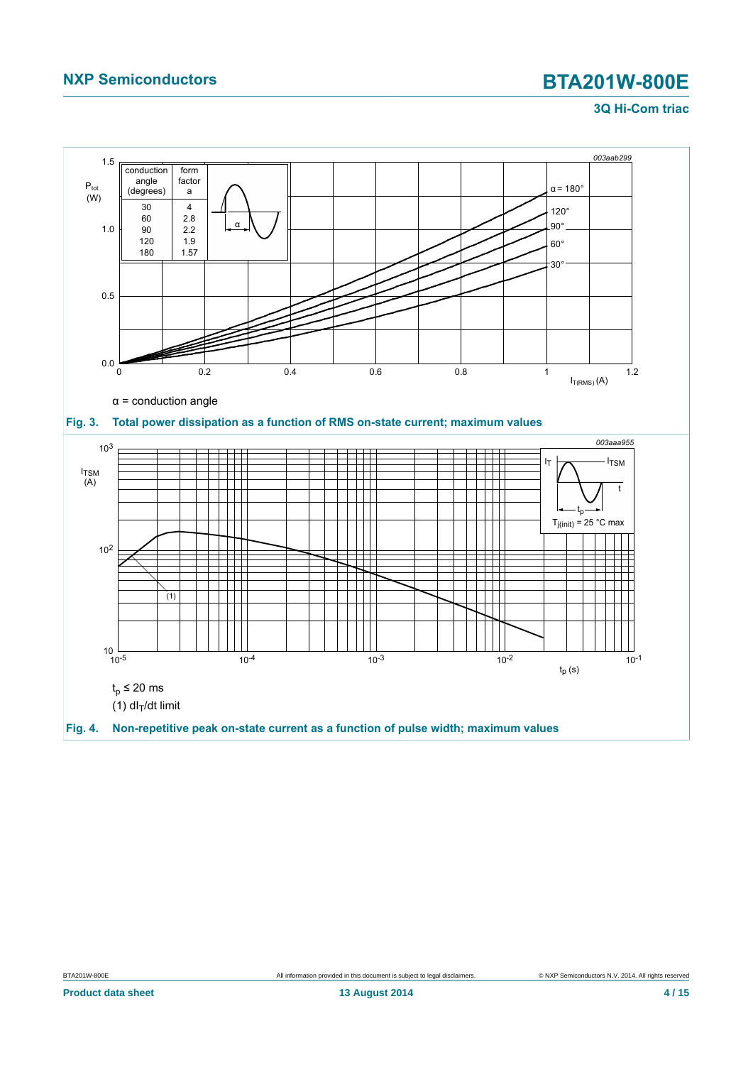α = conduction angle

**Fig. 3. Total power dissipation as a function of RMS on-state current; maximum values**

| conduction angle (degrees) | form factor a |
|---|---|
| 30 | 4 |
| 60 | 2.8 |
| 90 | 2.2 |
| 120 | 1.9 |
| 180 | 1.57 |

$t_p \leq 20$ ms

(1) $dI_T/dt$ limit

**Fig. 4. Non-repetitive peak on-state current as a function of pulse width; maximum values**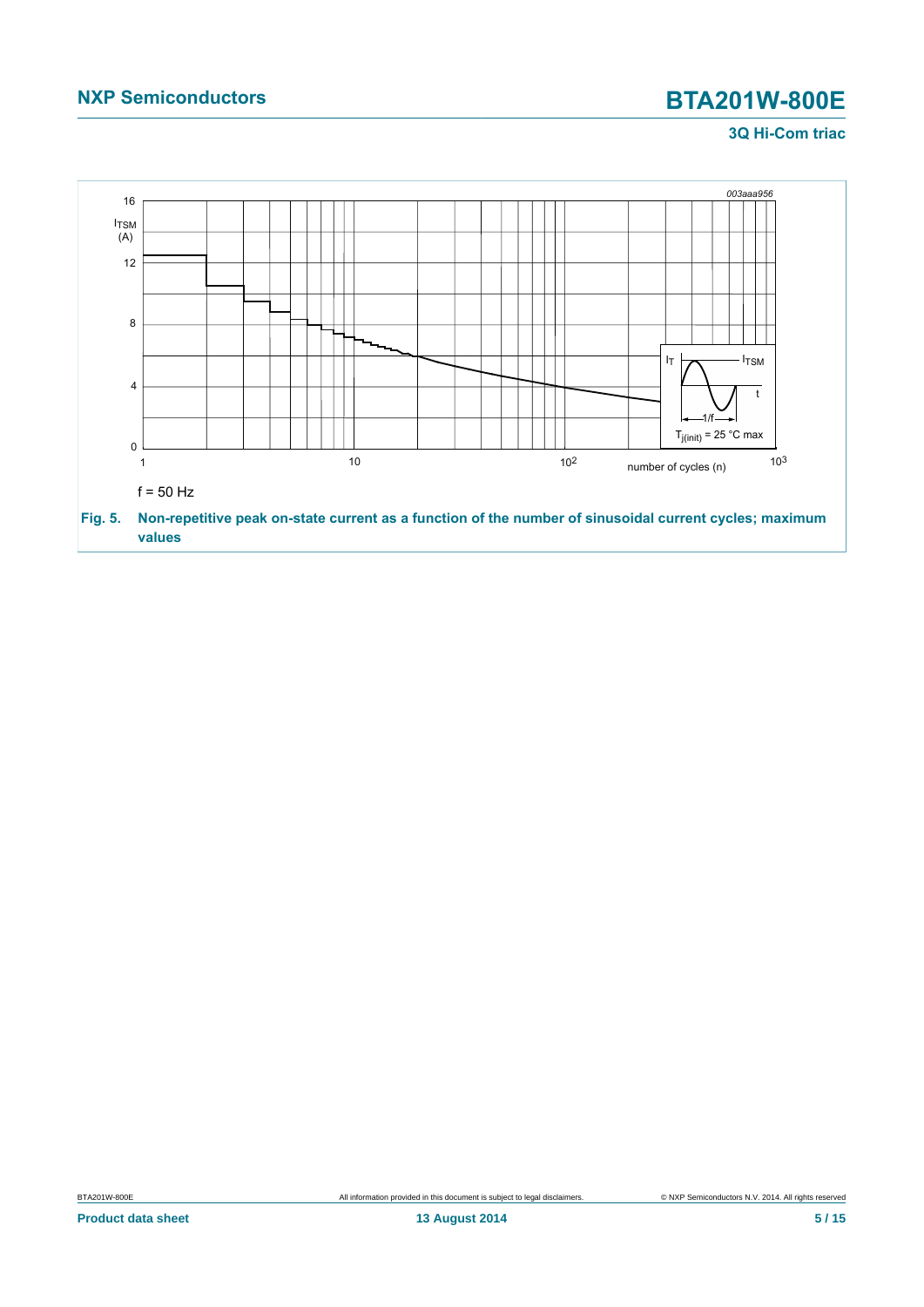f = 50 Hz

**Fig. 5.** **Non-repetitive peak on-state current as a function of the number of sinusoidal current cycles; maximum values**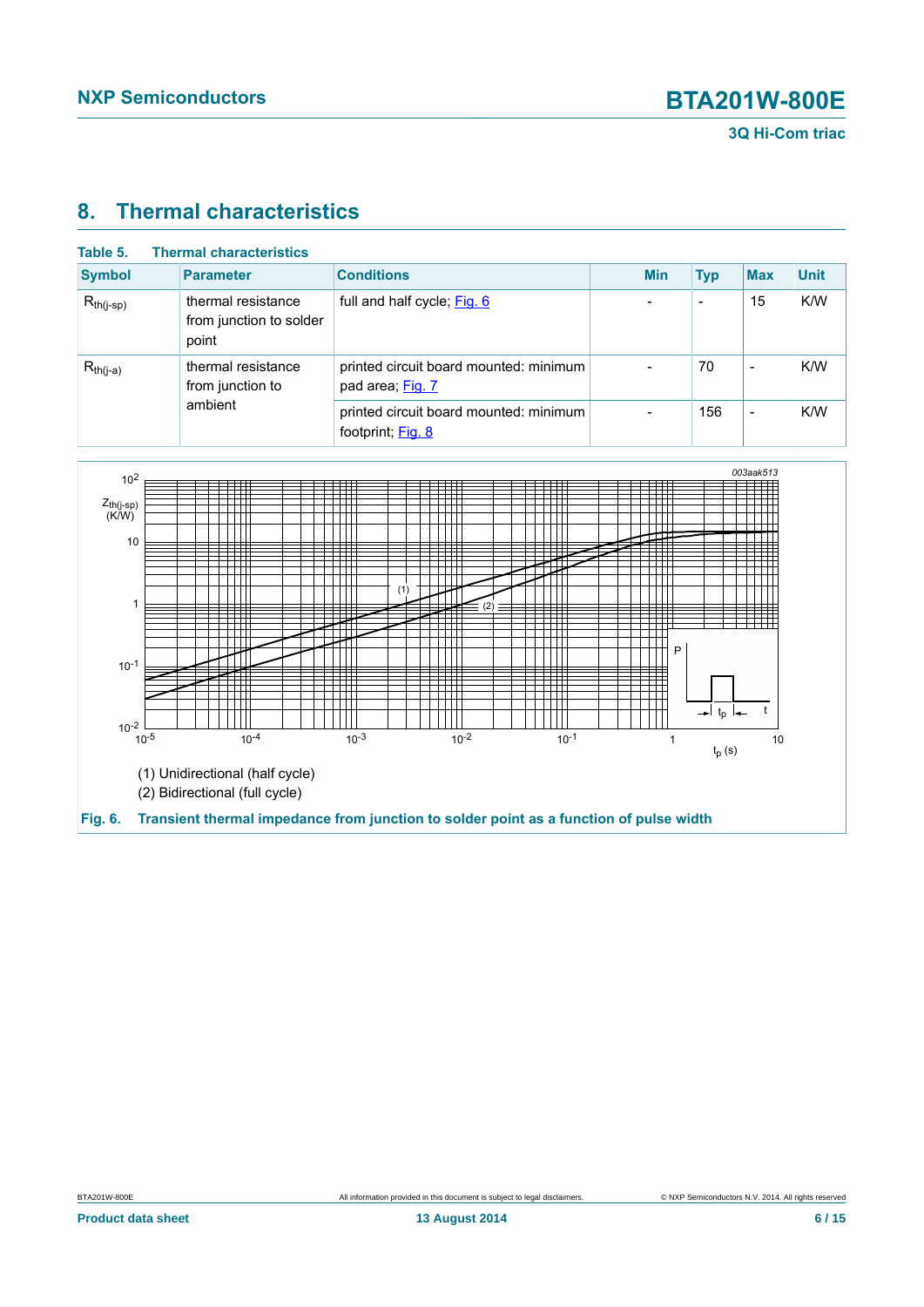## 8. Thermal characteristics

**Table 5. Thermal characteristics**

| Symbol | Parameter | Conditions | Min | Typ | Max | Unit |
|---|---|---|---|---|---|---|
| $R_{th(j-sp)}$ | thermal resistance from junction to solder point | full and half cycle; Fig. 6 | - | - | 15 | K/W |
| $R_{th(j-a)}$ | thermal resistance from junction to ambient | printed circuit board mounted: minimum pad area; Fig. 7 | - | 70 | - | K/W |
| | | printed circuit board mounted: minimum footprint; Fig. 8 | - | 156 | - | K/W |

(1) Unidirectional (half cycle)

(2) Bidirectional (full cycle)

**Fig. 6. Transient thermal impedance from junction to solder point as a function of pulse width**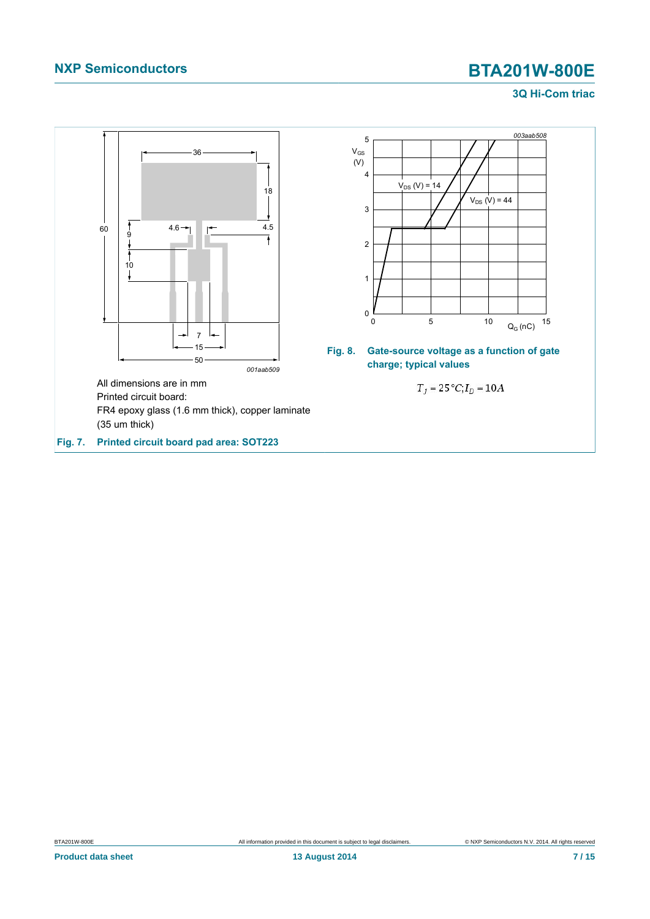All dimensions are in mm
Printed circuit board:
FR4 epoxy glass (1.6 mm thick), copper laminate
(35 um thick)

**Fig. 7. Printed circuit board pad area: SOT223**

**Fig. 8. Gate-source voltage as a function of gate charge; typical values**

$T_j = 25\,°C; I_D = 10A$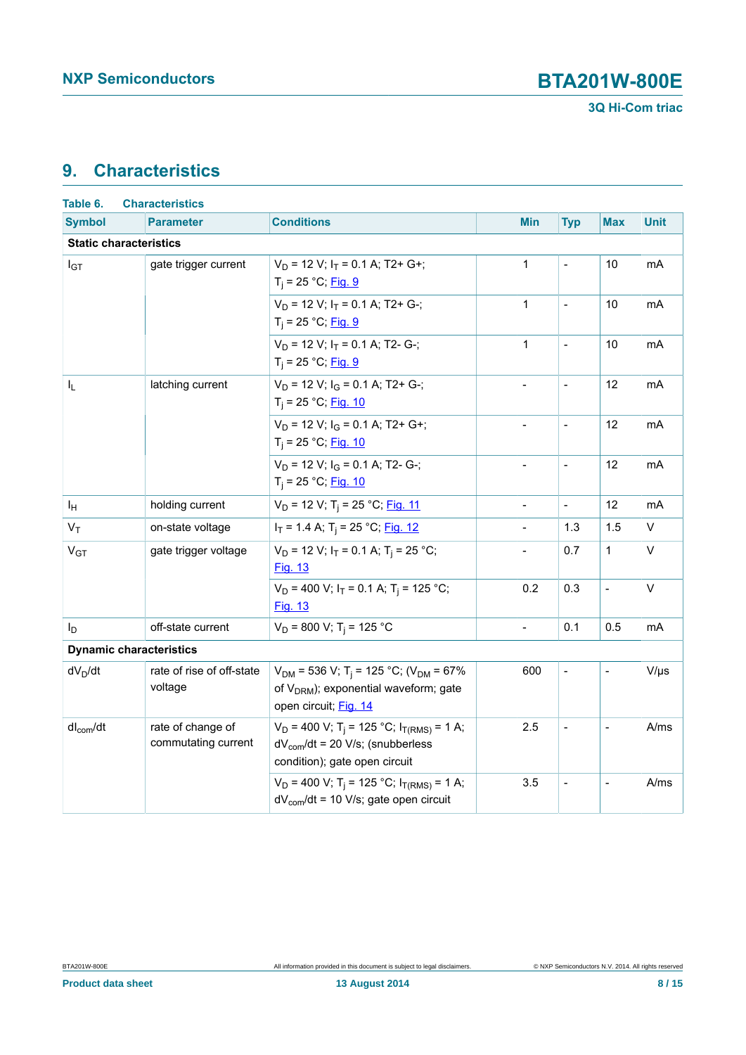## 9. Characteristics

**Table 6. Characteristics**

| Symbol | Parameter | Conditions | Min | Typ | Max | Unit |
|---|---|---|---|---|---|---|
| **Static characteristics** | | | | | | |
| $I_{GT}$ | gate trigger current | $V_D$ = 12 V; $I_T$ = 0.1 A; T2+ G+; $T_j$ = 25 °C; Fig. 9 | 1 | - | 10 | mA |
| | | $V_D$ = 12 V; $I_T$ = 0.1 A; T2+ G-; $T_j$ = 25 °C; Fig. 9 | 1 | - | 10 | mA |
| | | $V_D$ = 12 V; $I_T$ = 0.1 A; T2- G-; $T_j$ = 25 °C; Fig. 9 | 1 | - | 10 | mA |
| $I_L$ | latching current | $V_D$ = 12 V; $I_G$ = 0.1 A; T2+ G-; $T_j$ = 25 °C; Fig. 10 | - | - | 12 | mA |
| | | $V_D$ = 12 V; $I_G$ = 0.1 A; T2+ G+; $T_j$ = 25 °C; Fig. 10 | - | - | 12 | mA |
| | | $V_D$ = 12 V; $I_G$ = 0.1 A; T2- G-; $T_j$ = 25 °C; Fig. 10 | - | - | 12 | mA |
| $I_H$ | holding current | $V_D$ = 12 V; $T_j$ = 25 °C; Fig. 11 | - | - | 12 | mA |
| $V_T$ | on-state voltage | $I_T$ = 1.4 A; $T_j$ = 25 °C; Fig. 12 | - | 1.3 | 1.5 | V |
| $V_{GT}$ | gate trigger voltage | $V_D$ = 12 V; $I_T$ = 0.1 A; $T_j$ = 25 °C; Fig. 13 | - | 0.7 | 1 | V |
| | | $V_D$ = 400 V; $I_T$ = 0.1 A; $T_j$ = 125 °C; Fig. 13 | 0.2 | 0.3 | - | V |
| $I_D$ | off-state current | $V_D$ = 800 V; $T_j$ = 125 °C | - | 0.1 | 0.5 | mA |
| **Dynamic characteristics** | | | | | | |
| $dV_D/dt$ | rate of rise of off-state voltage | $V_{DM}$ = 536 V; $T_j$ = 125 °C; ($V_{DM}$ = 67% of $V_{DRM}$); exponential waveform; gate open circuit; Fig. 14 | 600 | - | - | V/µs |
| $dI_{com}/dt$ | rate of change of commutating current | $V_D$ = 400 V; $T_j$ = 125 °C; $I_{T(RMS)}$ = 1 A; $dV_{com}/dt$ = 20 V/s; (snubberless condition); gate open circuit | 2.5 | - | - | A/ms |
| | | $V_D$ = 400 V; $T_j$ = 125 °C; $I_{T(RMS)}$ = 1 A; $dV_{com}/dt$ = 10 V/s; gate open circuit | 3.5 | - | - | A/ms |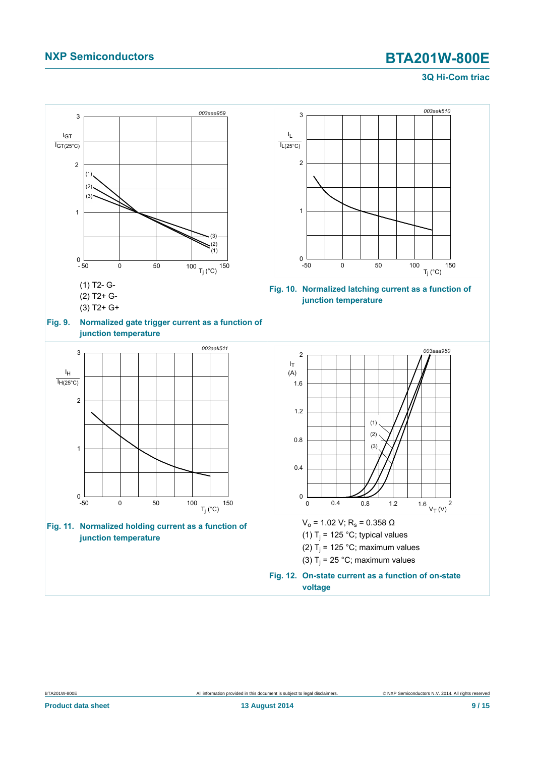(1) T2- G-

(2) T2+ G-

(3) T2+ G+

**Fig. 9. Normalized gate trigger current as a function of junction temperature**

**Fig. 10. Normalized latching current as a function of junction temperature**

**Fig. 11. Normalized holding current as a function of junction temperature**

$V_o$ = 1.02 V; $R_s$ = 0.358 Ω

(1) $T_j$ = 125 °C; typical values

(2) $T_j$ = 125 °C; maximum values

(3) $T_j$ = 25 °C; maximum values

**Fig. 12. On-state current as a function of on-state voltage**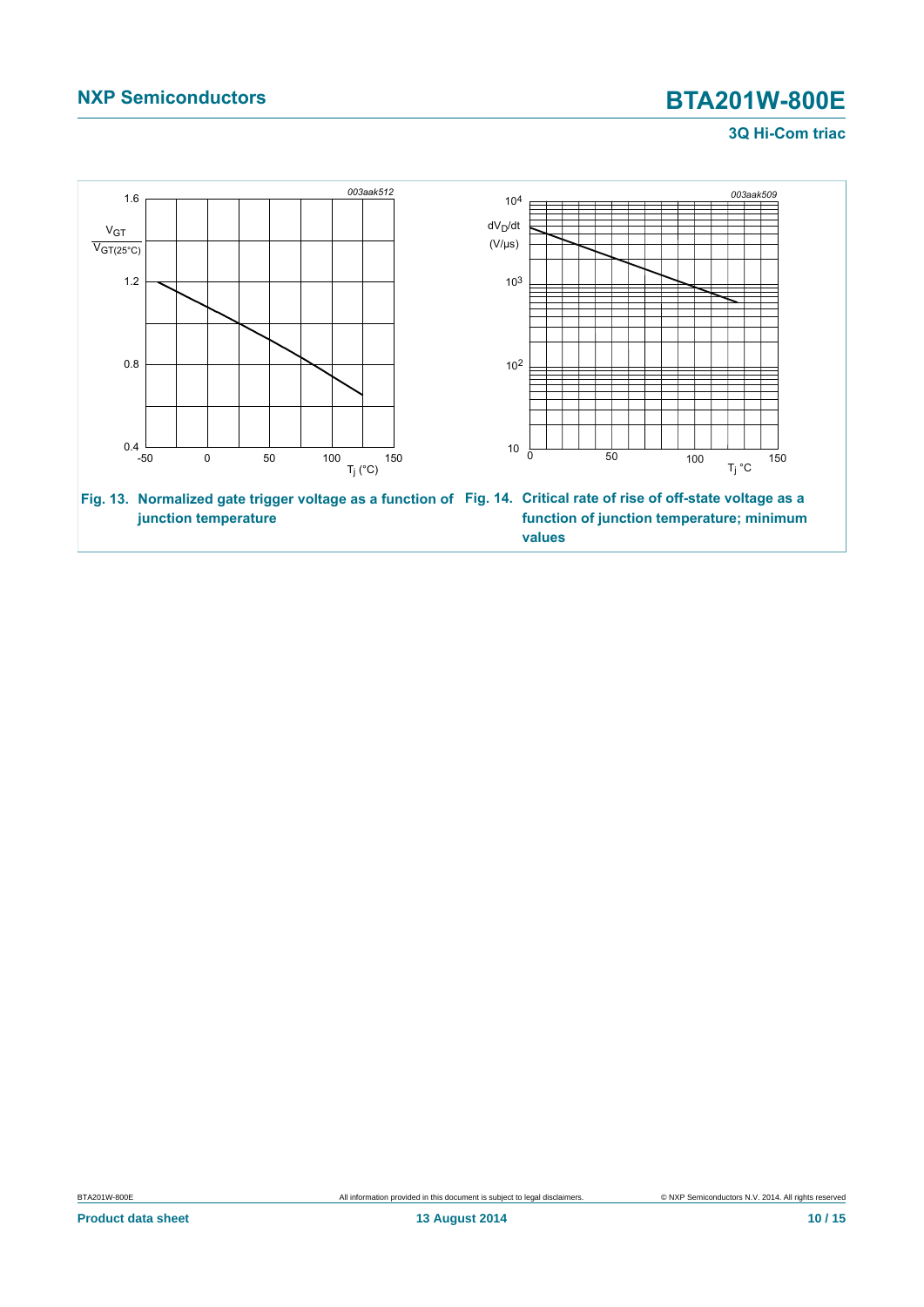Fig. 13. Normalized gate trigger voltage as a function of junction temperature

Fig. 14. Critical rate of rise of off-state voltage as a function of junction temperature; minimum values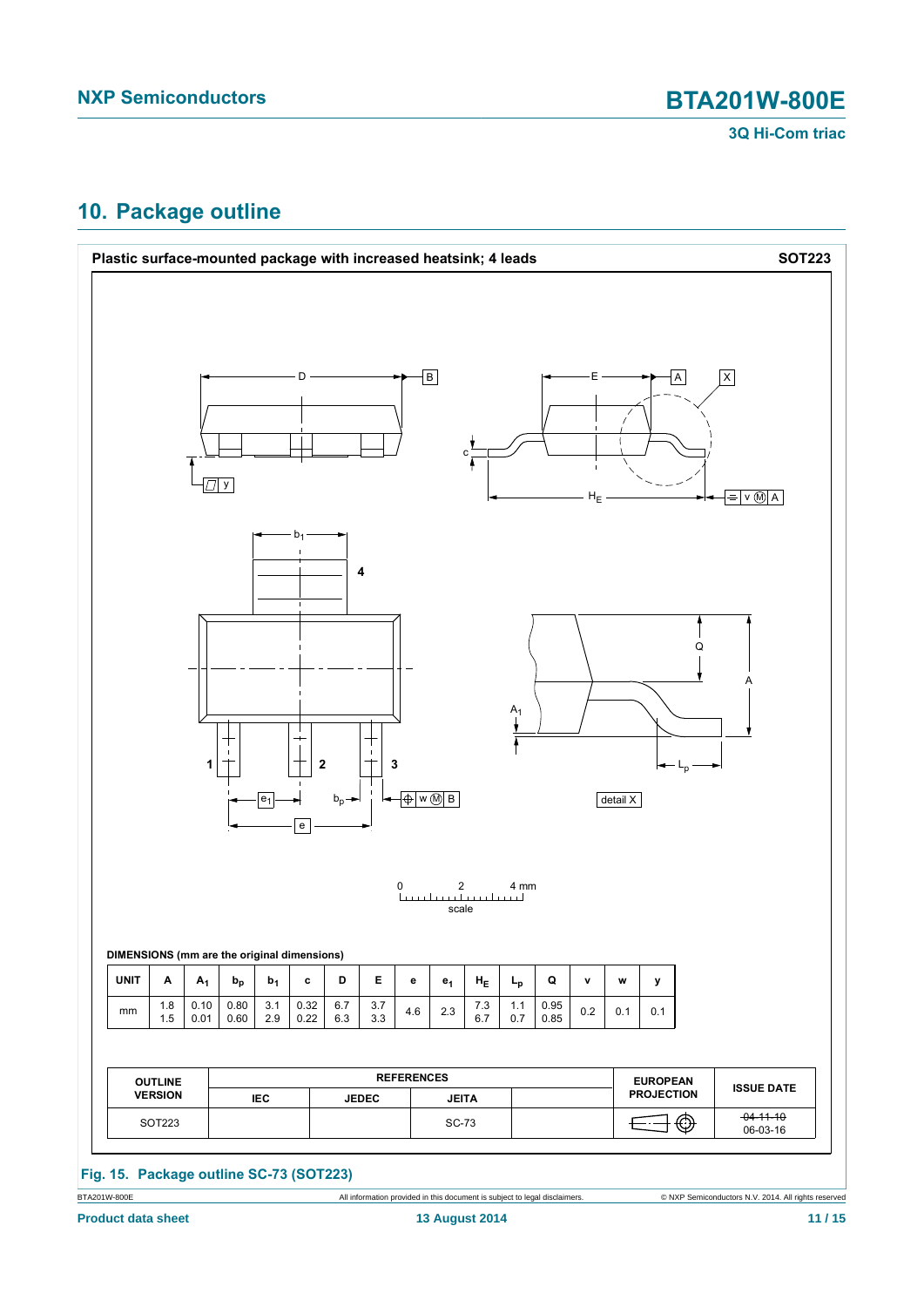## 10. Package outline

**Plastic surface-mounted package with increased heatsink; 4 leads** **SOT223**

**DIMENSIONS (mm are the original dimensions)**

| UNIT | A | $A_1$ | $b_p$ | $b_1$ | c | D | E | e | $e_1$ | $H_E$ | $L_p$ | Q | v | w | y |
|---|---|---|---|---|---|---|---|---|---|---|---|---|---|---|---|
| mm | 1.8<br>1.5 | 0.10<br>0.01 | 0.80<br>0.60 | 3.1<br>2.9 | 0.32<br>0.22 | 6.7<br>6.3 | 3.7<br>3.3 | 4.6 | 2.3 | 7.3<br>6.7 | 1.1<br>0.7 | 0.95<br>0.85 | 0.2 | 0.1 | 0.1 |

| OUTLINE VERSION | REFERENCES | | | | EUROPEAN PROJECTION | ISSUE DATE |
|---|---|---|---|---|---|---|
| | IEC | JEDEC | JEITA | | | |
| SOT223 | | | SC-73 | | | ~~04-11-10~~<br>06-03-16 |

**Fig. 15. Package outline SC-73 (SOT223)**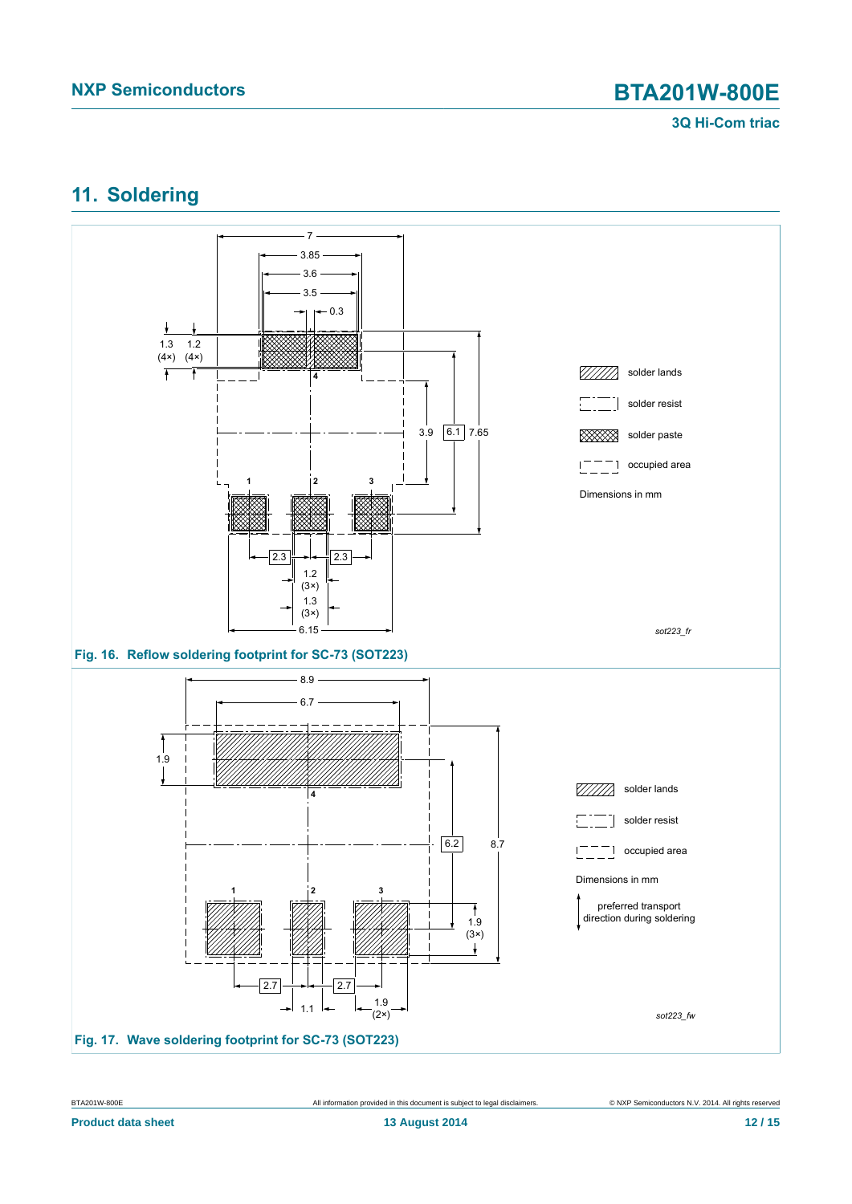## 11. Soldering

Fig. 16. Reflow soldering footprint for SC-73 (SOT223)

Fig. 17. Wave soldering footprint for SC-73 (SOT223)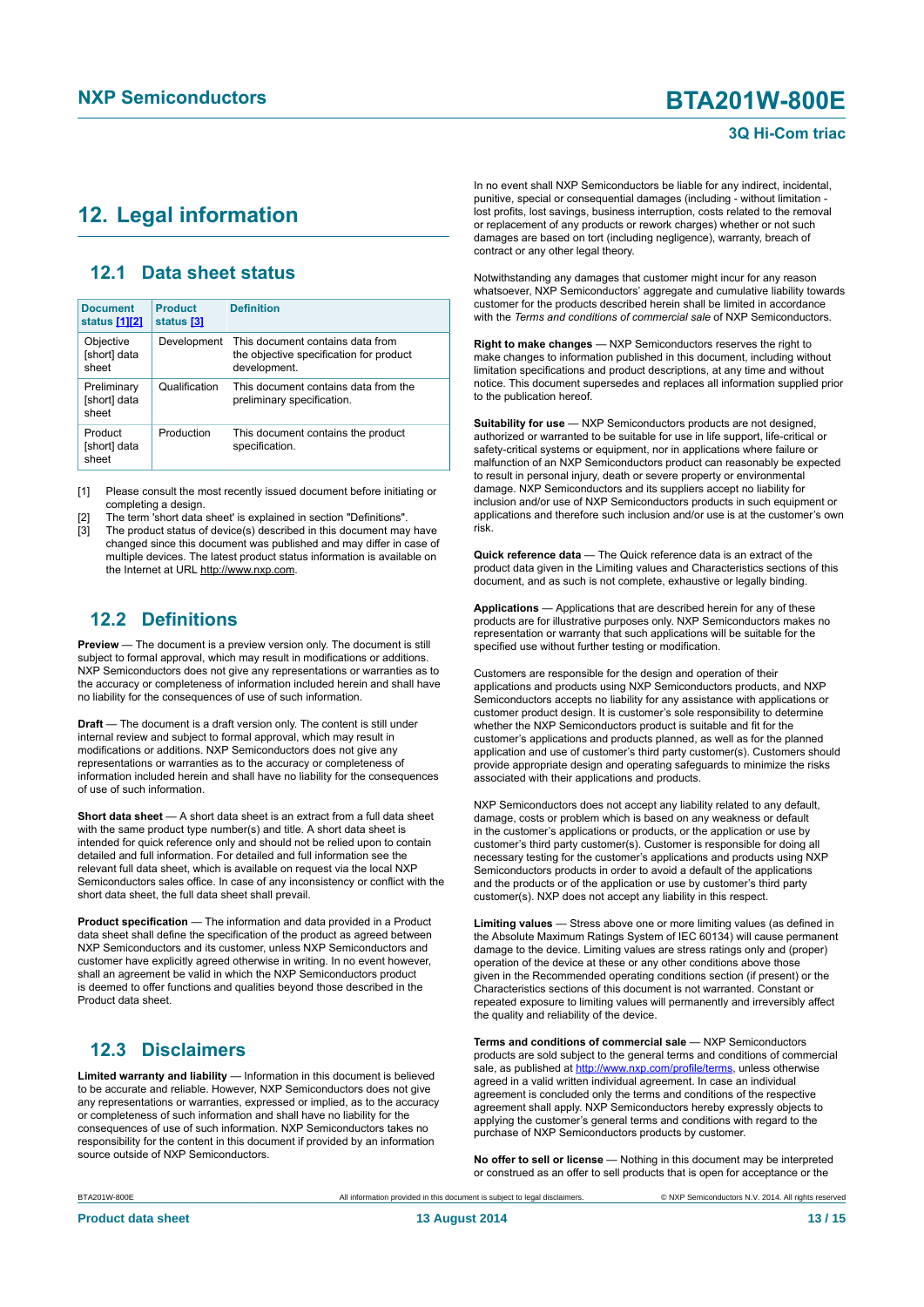## 12. Legal information

### 12.1 Data sheet status

| Document status [1][2] | Product status [3] | Definition |
|---|---|---|
| Objective [short] data sheet | Development | This document contains data from the objective specification for product development. |
| Preliminary [short] data sheet | Qualification | This document contains data from the preliminary specification. |
| Product [short] data sheet | Production | This document contains the product specification. |

[1] Please consult the most recently issued document before initiating or completing a design.
[2] The term 'short data sheet' is explained in section "Definitions".
[3] The product status of device(s) described in this document may have changed since this document was published and may differ in case of multiple devices. The latest product status information is available on the Internet at URL http://www.nxp.com.

### 12.2 Definitions

**Preview** — The document is a preview version only. The document is still subject to formal approval, which may result in modifications or additions. NXP Semiconductors does not give any representations or warranties as to the accuracy or completeness of information included herein and shall have no liability for the consequences of use of such information.

**Draft** — The document is a draft version only. The content is still under internal review and subject to formal approval, which may result in modifications or additions. NXP Semiconductors does not give any representations or warranties as to the accuracy or completeness of information included herein and shall have no liability for the consequences of use of such information.

**Short data sheet** — A short data sheet is an extract from a full data sheet with the same product type number(s) and title. A short data sheet is intended for quick reference only and should not be relied upon to contain detailed and full information. For detailed and full information see the relevant full data sheet, which is available on request via the local NXP Semiconductors sales office. In case of any inconsistency or conflict with the short data sheet, the full data sheet shall prevail.

**Product specification** — The information and data provided in a Product data sheet shall define the specification of the product as agreed between NXP Semiconductors and its customer, unless NXP Semiconductors and customer have explicitly agreed otherwise in writing. In no event however, shall an agreement be valid in which the NXP Semiconductors product is deemed to offer functions and qualities beyond those described in the Product data sheet.

### 12.3 Disclaimers

**Limited warranty and liability** — Information in this document is believed to be accurate and reliable. However, NXP Semiconductors does not give any representations or warranties, expressed or implied, as to the accuracy or completeness of such information and shall have no liability for the consequences of use of such information. NXP Semiconductors takes no responsibility for the content in this document if provided by an information source outside of NXP Semiconductors.

In no event shall NXP Semiconductors be liable for any indirect, incidental, punitive, special or consequential damages (including - without limitation - lost profits, lost savings, business interruption, costs related to the removal or replacement of any products or rework charges) whether or not such damages are based on tort (including negligence), warranty, breach of contract or any other legal theory.

Notwithstanding any damages that customer might incur for any reason whatsoever, NXP Semiconductors' aggregate and cumulative liability towards customer for the products described herein shall be limited in accordance with the *Terms and conditions of commercial sale* of NXP Semiconductors.

**Right to make changes** — NXP Semiconductors reserves the right to make changes to information published in this document, including without limitation specifications and product descriptions, at any time and without notice. This document supersedes and replaces all information supplied prior to the publication hereof.

**Suitability for use** — NXP Semiconductors products are not designed, authorized or warranted to be suitable for use in life support, life-critical or safety-critical systems or equipment, nor in applications where failure or malfunction of an NXP Semiconductors product can reasonably be expected to result in personal injury, death or severe property or environmental damage. NXP Semiconductors and its suppliers accept no liability for inclusion and/or use of NXP Semiconductors products in such equipment or applications and therefore such inclusion and/or use is at the customer's own risk.

**Quick reference data** — The Quick reference data is an extract of the product data given in the Limiting values and Characteristics sections of this document, and as such is not complete, exhaustive or legally binding.

**Applications** — Applications that are described herein for any of these products are for illustrative purposes only. NXP Semiconductors makes no representation or warranty that such applications will be suitable for the specified use without further testing or modification.

Customers are responsible for the design and operation of their applications and products using NXP Semiconductors products, and NXP Semiconductors accepts no liability for any assistance with applications or customer product design. It is customer's sole responsibility to determine whether the NXP Semiconductors product is suitable and fit for the customer's applications and products planned, as well as for the planned application and use of customer's third party customer(s). Customers should provide appropriate design and operating safeguards to minimize the risks associated with their applications and products.

NXP Semiconductors does not accept any liability related to any default, damage, costs or problem which is based on any weakness or default in the customer's applications or products, or the application or use by customer's third party customer(s). Customer is responsible for doing all necessary testing for the customer's applications and products using NXP Semiconductors products in order to avoid a default of the applications and the products or of the application or use by customer's third party customer(s). NXP does not accept any liability in this respect.

**Limiting values** — Stress above one or more limiting values (as defined in the Absolute Maximum Ratings System of IEC 60134) will cause permanent damage to the device. Limiting values are stress ratings only and (proper) operation of the device at these or any other conditions above those given in the Recommended operating conditions section (if present) or the Characteristics sections of this document is not warranted. Constant or repeated exposure to limiting values will permanently and irreversibly affect the quality and reliability of the device.

**Terms and conditions of commercial sale** — NXP Semiconductors products are sold subject to the general terms and conditions of commercial sale, as published at http://www.nxp.com/profile/terms, unless otherwise agreed in a valid written individual agreement. In case an individual agreement is concluded only the terms and conditions of the respective agreement shall apply. NXP Semiconductors hereby expressly objects to applying the customer's general terms and conditions with regard to the purchase of NXP Semiconductors products by customer.

**No offer to sell or license** — Nothing in this document may be interpreted or construed as an offer to sell products that is open for acceptance or the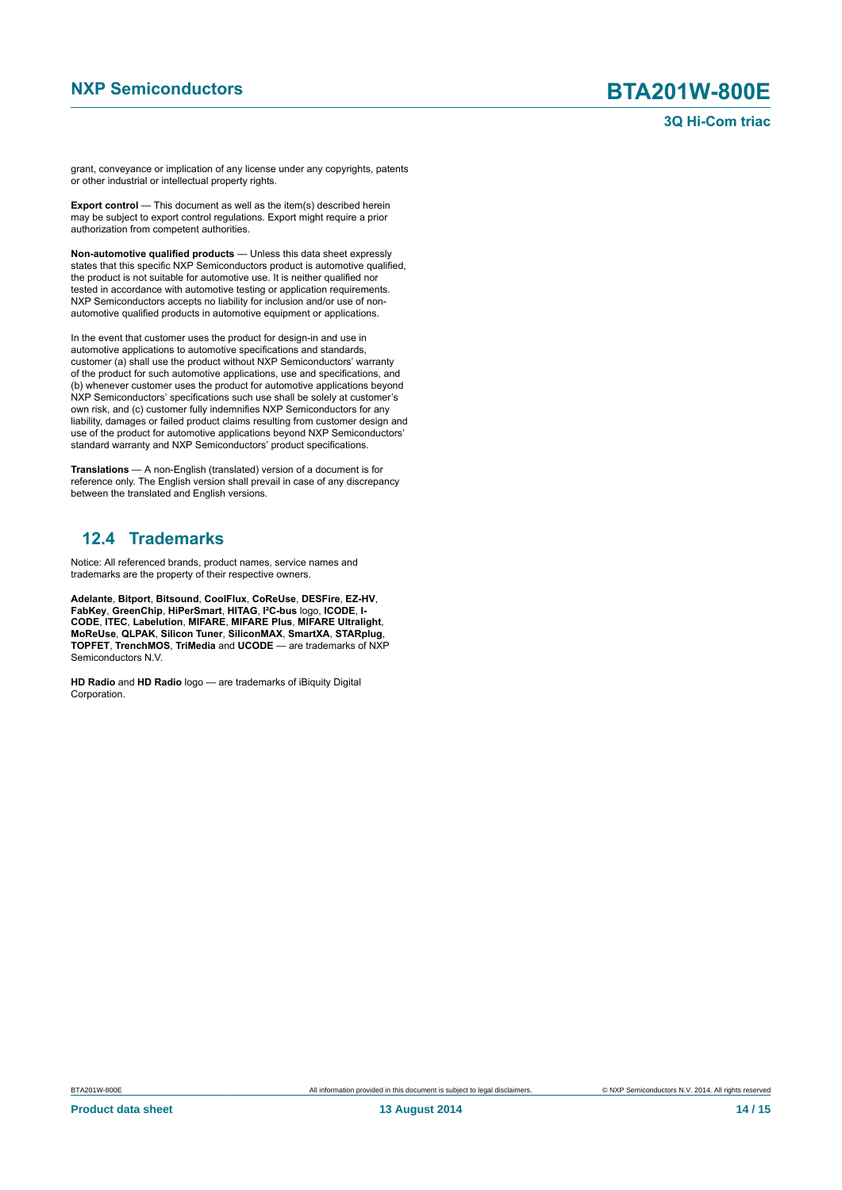grant, conveyance or implication of any license under any copyrights, patents or other industrial or intellectual property rights.

**Export control** — This document as well as the item(s) described herein may be subject to export control regulations. Export might require a prior authorization from competent authorities.

**Non-automotive qualified products** — Unless this data sheet expressly states that this specific NXP Semiconductors product is automotive qualified, the product is not suitable for automotive use. It is neither qualified nor tested in accordance with automotive testing or application requirements. NXP Semiconductors accepts no liability for inclusion and/or use of non-automotive qualified products in automotive equipment or applications.

In the event that customer uses the product for design-in and use in automotive applications to automotive specifications and standards, customer (a) shall use the product without NXP Semiconductors' warranty of the product for such automotive applications, use and specifications, and (b) whenever customer uses the product for automotive applications beyond NXP Semiconductors' specifications such use shall be solely at customer's own risk, and (c) customer fully indemnifies NXP Semiconductors for any liability, damages or failed product claims resulting from customer design and use of the product for automotive applications beyond NXP Semiconductors' standard warranty and NXP Semiconductors' product specifications.

**Translations** — A non-English (translated) version of a document is for reference only. The English version shall prevail in case of any discrepancy between the translated and English versions.

## 12.4 Trademarks

Notice: All referenced brands, product names, service names and trademarks are the property of their respective owners.

**Adelante**, **Bitport**, **Bitsound**, **CoolFlux**, **CoReUse**, **DESFire**, **EZ-HV**, **FabKey**, **GreenChip**, **HiPerSmart**, **HITAG**, **I²C-bus** logo, **ICODE**, **I-CODE**, **ITEC**, **Labelution**, **MIFARE**, **MIFARE Plus**, **MIFARE Ultralight**, **MoReUse**, **QLPAK**, **Silicon Tuner**, **SiliconMAX**, **SmartXA**, **STARplug**, **TOPFET**, **TrenchMOS**, **TriMedia** and **UCODE** — are trademarks of NXP Semiconductors N.V.

**HD Radio** and **HD Radio** logo — are trademarks of iBiquity Digital Corporation.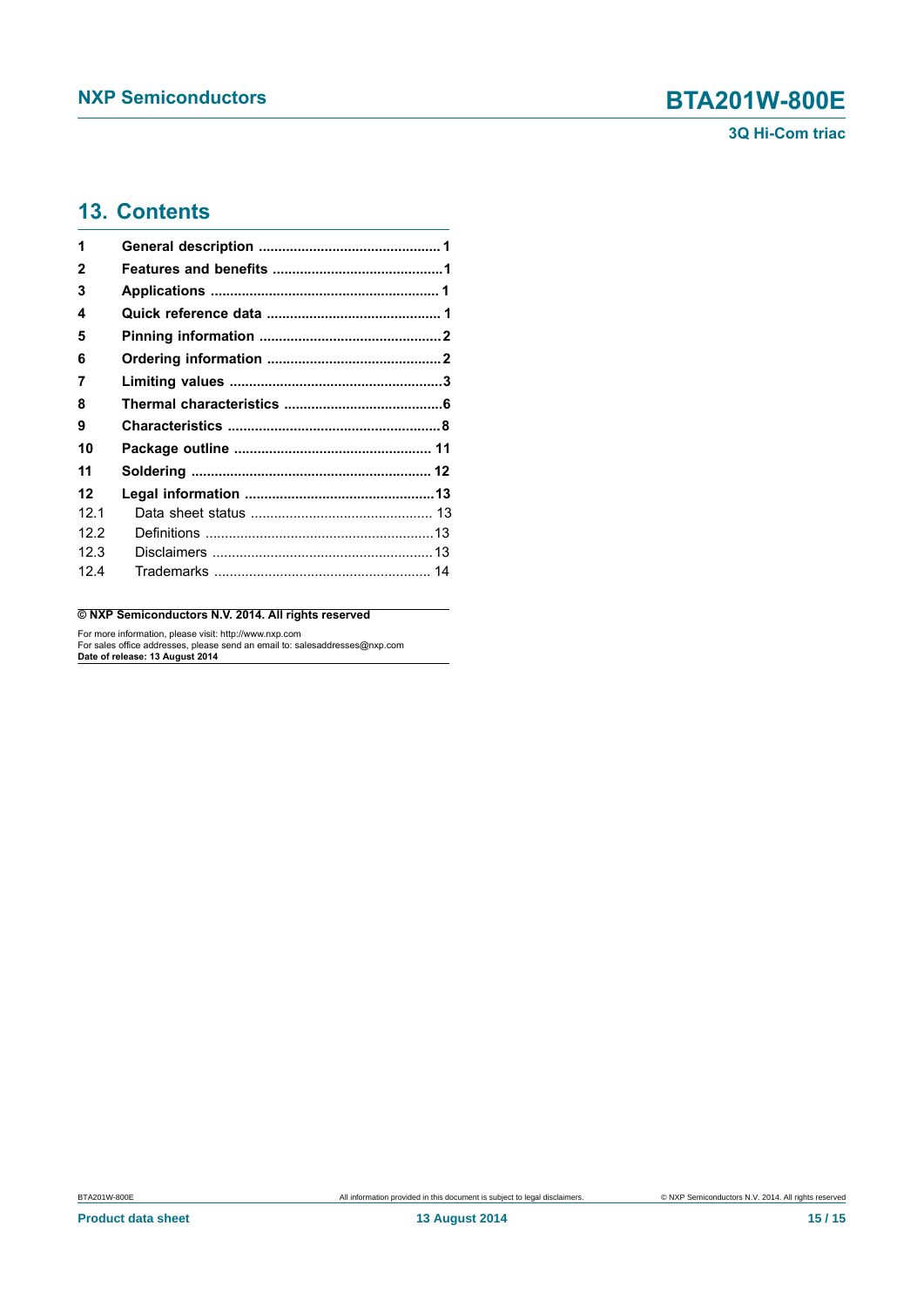## 13. Contents

| | | |
|---|---|---|
| **1** | **General description** | **1** |
| **2** | **Features and benefits** | **1** |
| **3** | **Applications** | **1** |
| **4** | **Quick reference data** | **1** |
| **5** | **Pinning information** | **2** |
| **6** | **Ordering information** | **2** |
| **7** | **Limiting values** | **3** |
| **8** | **Thermal characteristics** | **6** |
| **9** | **Characteristics** | **8** |
| **10** | **Package outline** | **11** |
| **11** | **Soldering** | **12** |
| **12** | **Legal information** | **13** |
| 12.1 | Data sheet status | 13 |
| 12.2 | Definitions | 13 |
| 12.3 | Disclaimers | 13 |
| 12.4 | Trademarks | 14 |

**© NXP Semiconductors N.V. 2014. All rights reserved**

For more information, please visit: http://www.nxp.com
For sales office addresses, please send an email to: salesaddresses@nxp.com
**Date of release: 13 August 2014**